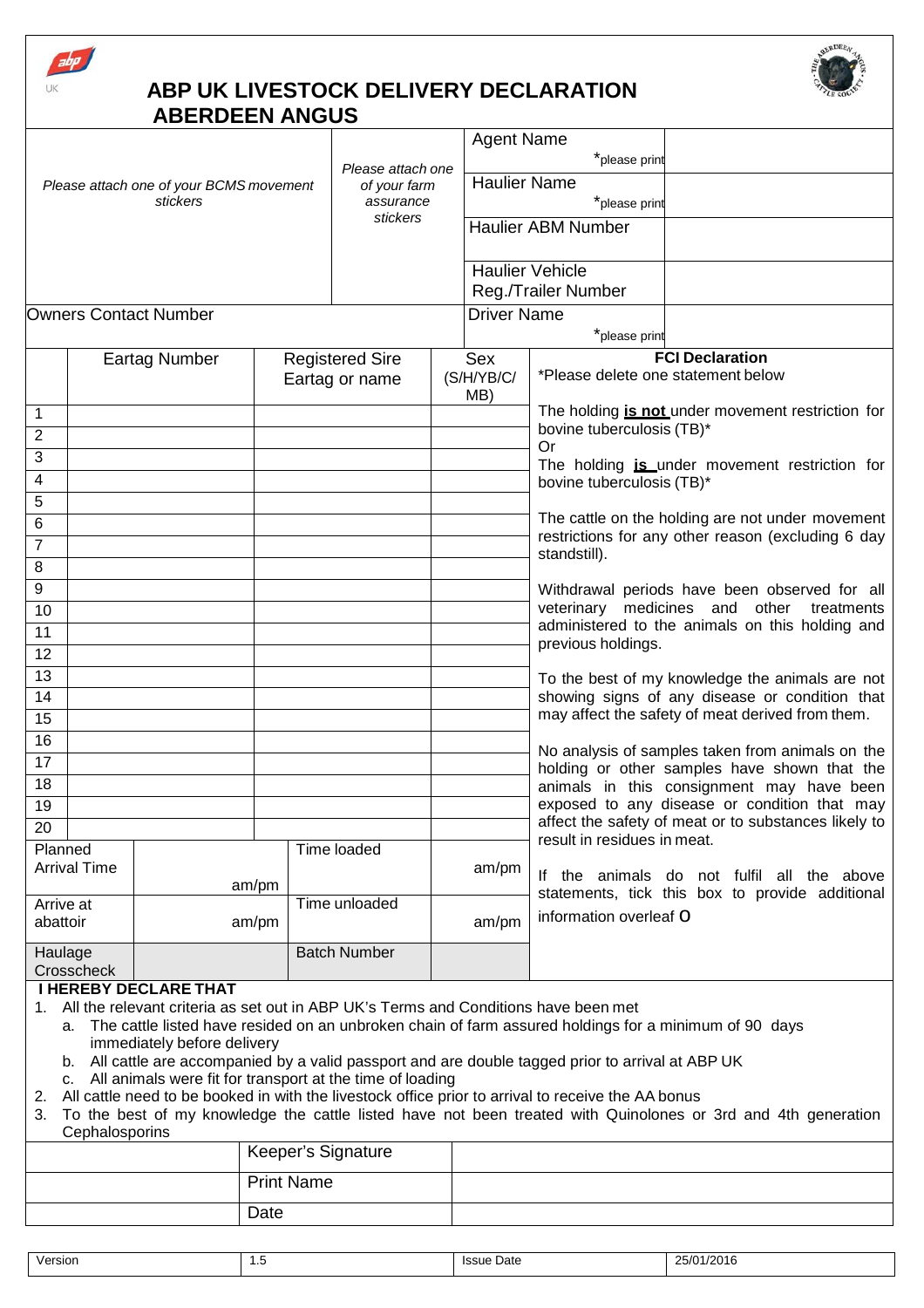# ABP UK LIVESTOCK DELIVERY DECLARATION

## ABERDEEN ANGUS

| | | | |
|---|---|---|---|
| *Please attach one of your BCMS movement stickers* | *Please attach one of your farm assurance stickers* | Agent Name *please print | |
| | | Haulier Name *please print | |
| | | Haulier ABM Number | |
| | | Haulier Vehicle Reg./Trailer Number | |
| Owners Contact Number | | Driver Name *please print | |

| | Eartag Number | Registered Sire Eartag or name | Sex (S/H/YB/C/MB) |
|---|---|---|---|
| 1 | | | |
| 2 | | | |
| 3 | | | |
| 4 | | | |
| 5 | | | |
| 6 | | | |
| 7 | | | |
| 8 | | | |
| 9 | | | |
| 10 | | | |
| 11 | | | |
| 12 | | | |
| 13 | | | |
| 14 | | | |
| 15 | | | |
| 16 | | | |
| 17 | | | |
| 18 | | | |
| 19 | | | |
| 20 | | | |

| | | | |
|---|---|---|---|
| Planned Arrival Time | am/pm | Time loaded | am/pm |
| Arrive at abattoir | am/pm | Time unloaded | am/pm |
| Haulage Crosscheck | | Batch Number | |

**FCI Declaration**

*Please delete one statement below

The holding **is not** under movement restriction for bovine tuberculosis (TB)*

Or

The holding **is** under movement restriction for bovine tuberculosis (TB)*

The cattle on the holding are not under movement restrictions for any other reason (excluding 6 day standstill).

Withdrawal periods have been observed for all veterinary medicines and other treatments administered to the animals on this holding and previous holdings.

To the best of my knowledge the animals are not showing signs of any disease or condition that may affect the safety of meat derived from them.

No analysis of samples taken from animals on the holding or other samples have shown that the animals in this consignment may have been exposed to any disease or condition that may affect the safety of meat or to substances likely to result in residues in meat.

If the animals do not fulfil all the above statements, tick this box to provide additional information overleaf O

**I HEREBY DECLARE THAT**

1. All the relevant criteria as set out in ABP UK's Terms and Conditions have been met
   a. The cattle listed have resided on an unbroken chain of farm assured holdings for a minimum of 90 days immediately before delivery
   b. All cattle are accompanied by a valid passport and are double tagged prior to arrival at ABP UK
   c. All animals were fit for transport at the time of loading
2. All cattle need to be booked in with the livestock office prior to arrival to receive the AA bonus
3. To the best of my knowledge the cattle listed have not been treated with Quinolones or 3rd and 4th generation Cephalosporins

| | | |
|---|---|---|
| | Keeper's Signature | |
| | Print Name | |
| | Date | |

| Version | 1.5 | Issue Date | 25/01/2016 |
|---|---|---|---|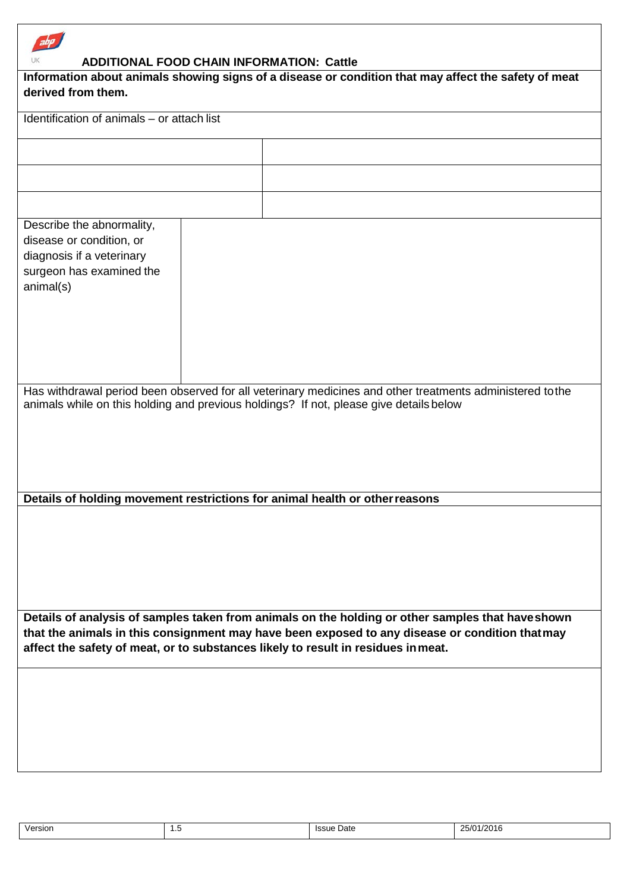UK

## ADDITIONAL FOOD CHAIN INFORMATION: Cattle

**Information about animals showing signs of a disease or condition that may affect the safety of meat derived from them.**

Identification of animals – or attach list

| | |
|---|---|
| | |
| | |
| | |

| | |
|---|---|
| Describe the abnormality, disease or condition, or diagnosis if a veterinary surgeon has examined the animal(s) | |

Has withdrawal period been observed for all veterinary medicines and other treatments administered to the animals while on this holding and previous holdings? If not, please give details below

**Details of holding movement restrictions for animal health or other reasons**

**Details of analysis of samples taken from animals on the holding or other samples that have shown that the animals in this consignment may have been exposed to any disease or condition that may affect the safety of meat, or to substances likely to result in residues in meat.**

| | | | |
|---|---|---|---|
| Version | 1.5 | Issue Date | 25/01/2016 |